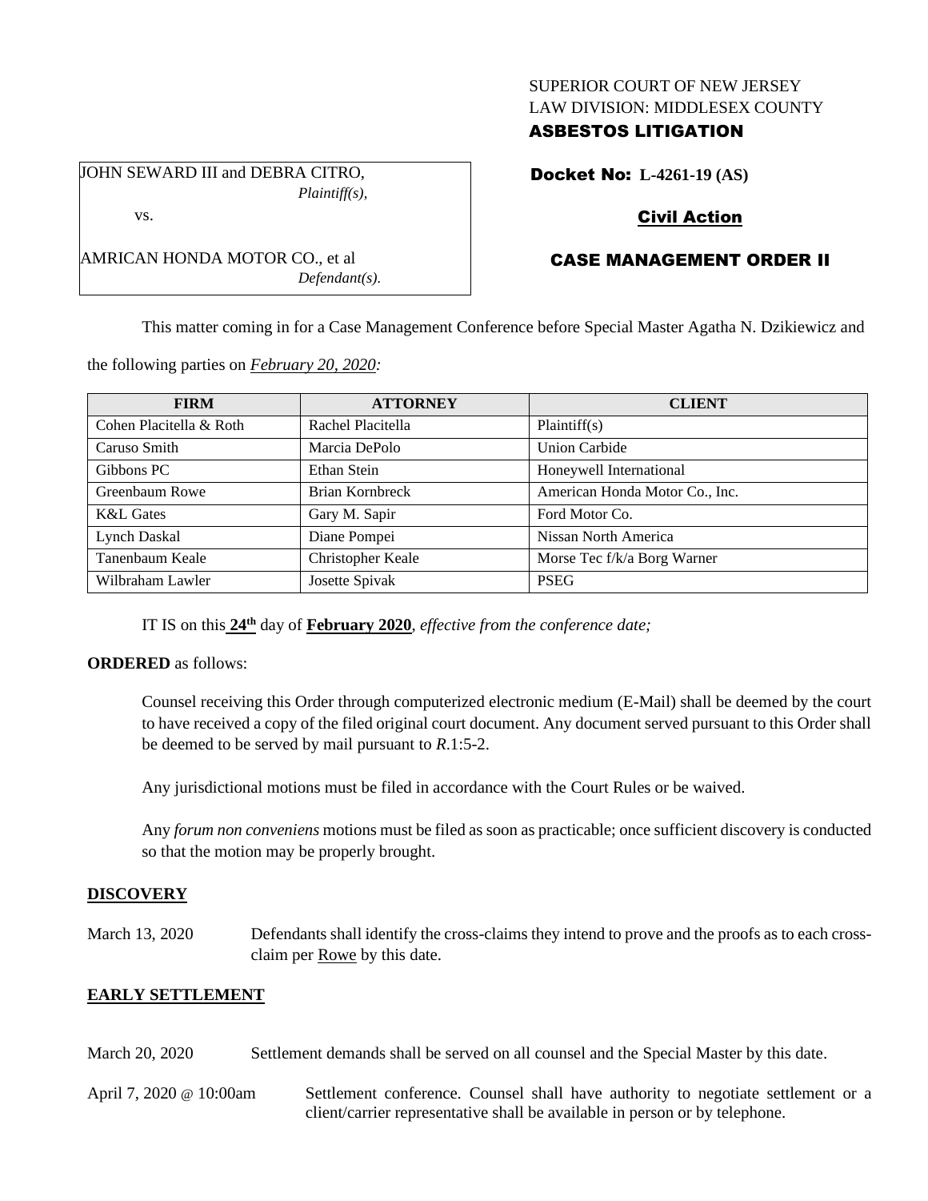SUPERIOR COURT OF NEW JERSEY
LAW DIVISION: MIDDLESEX COUNTY
**ASBESTOS LITIGATION**

JOHN SEWARD III and DEBRA CITRO,
*Plaintiff(s),*

vs.

AMRICAN HONDA MOTOR CO., et al
*Defendant(s).*

**Docket No: L-4261-19 (AS)**

**Civil Action**

**CASE MANAGEMENT ORDER II**

This matter coming in for a Case Management Conference before Special Master Agatha N. Dzikiewicz and the following parties on *February 20, 2020:*

| FIRM | ATTORNEY | CLIENT |
|---|---|---|
| Cohen Placitella & Roth | Rachel Placitella | Plaintiff(s) |
| Caruso Smith | Marcia DePolo | Union Carbide |
| Gibbons PC | Ethan Stein | Honeywell International |
| Greenbaum Rowe | Brian Kornbreck | American Honda Motor Co., Inc. |
| K&L Gates | Gary M. Sapir | Ford Motor Co. |
| Lynch Daskal | Diane Pompei | Nissan North America |
| Tanenbaum Keale | Christopher Keale | Morse Tec f/k/a Borg Warner |
| Wilbraham Lawler | Josette Spivak | PSEG |

IT IS on this **24th** day of **February 2020**, *effective from the conference date;*

**ORDERED** as follows:

Counsel receiving this Order through computerized electronic medium (E-Mail) shall be deemed by the court to have received a copy of the filed original court document. Any document served pursuant to this Order shall be deemed to be served by mail pursuant to *R*.1:5-2.

Any jurisdictional motions must be filed in accordance with the Court Rules or be waived.

Any *forum non conveniens* motions must be filed as soon as practicable; once sufficient discovery is conducted so that the motion may be properly brought.

**DISCOVERY**

March 13, 2020 — Defendants shall identify the cross-claims they intend to prove and the proofs as to each cross-claim per Rowe by this date.

**EARLY SETTLEMENT**

March 20, 2020 — Settlement demands shall be served on all counsel and the Special Master by this date.

April 7, 2020 @ 10:00am — Settlement conference. Counsel shall have authority to negotiate settlement or a client/carrier representative shall be available in person or by telephone.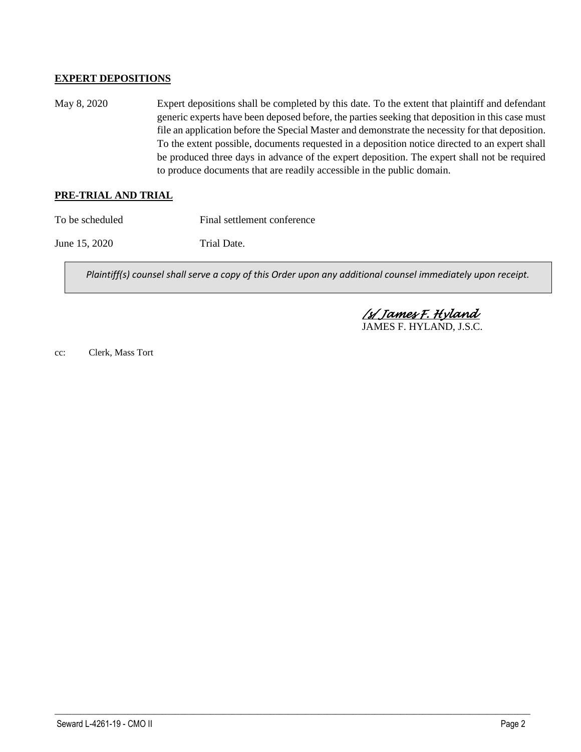**EXPERT DEPOSITIONS**

| | |
|---|---|
| May 8, 2020 | Expert depositions shall be completed by this date. To the extent that plaintiff and defendant generic experts have been deposed before, the parties seeking that deposition in this case must file an application before the Special Master and demonstrate the necessity for that deposition. To the extent possible, documents requested in a deposition notice directed to an expert shall be produced three days in advance of the expert deposition. The expert shall not be required to produce documents that are readily accessible in the public domain. |

**PRE-TRIAL AND TRIAL**

| | |
|---|---|
| To be scheduled | Final settlement conference |
| June 15, 2020 | Trial Date. |

*Plaintiff(s) counsel shall serve a copy of this Order upon any additional counsel immediately upon receipt.*

/s/ James F. Hyland
JAMES F. HYLAND, J.S.C.

cc: Clerk, Mass Tort